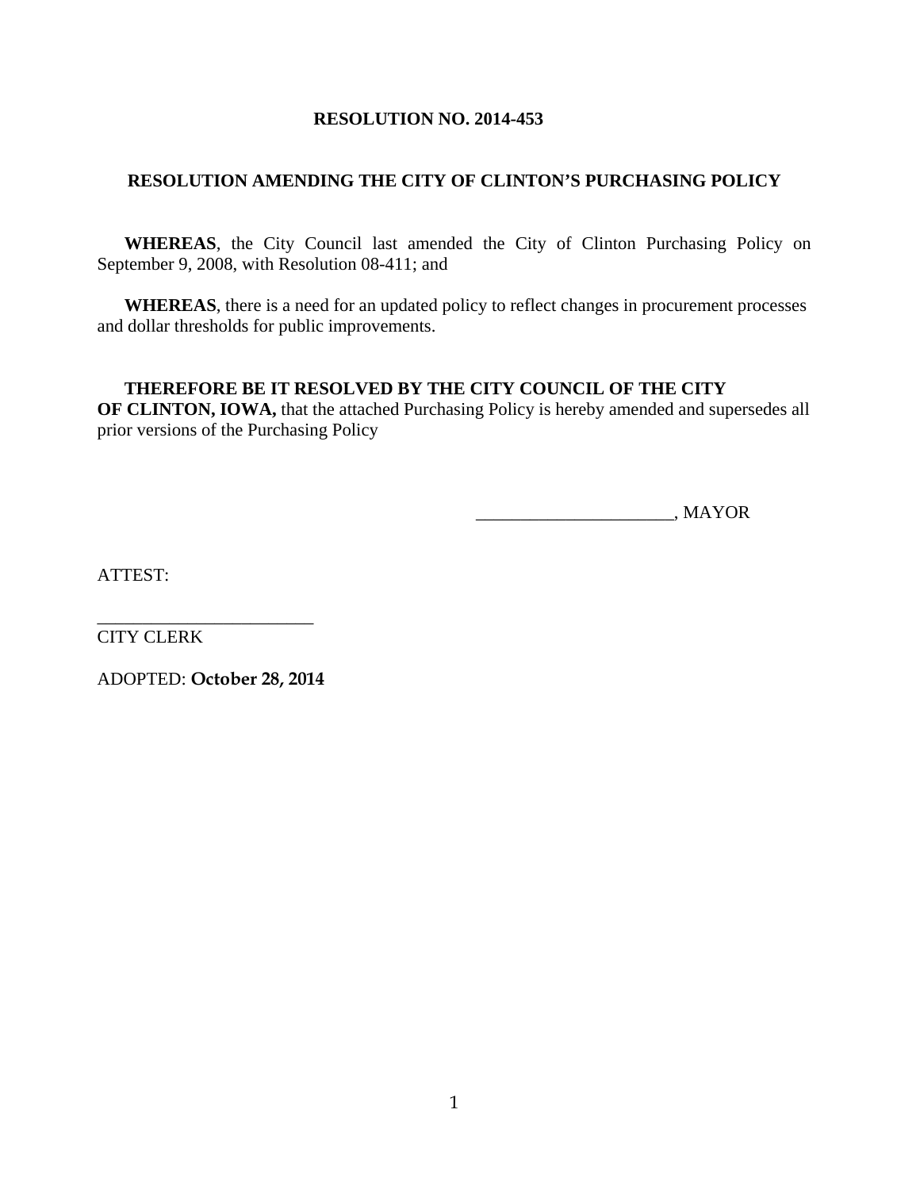# RESOLUTION NO. 2014-453

## RESOLUTION AMENDING THE CITY OF CLINTON'S PURCHASING POLICY

**WHEREAS**, the City Council last amended the City of Clinton Purchasing Policy on September 9, 2008, with Resolution 08-411; and

**WHEREAS**, there is a need for an updated policy to reflect changes in procurement processes and dollar thresholds for public improvements.

**THEREFORE BE IT RESOLVED BY THE CITY COUNCIL OF THE CITY OF CLINTON, IOWA,** that the attached Purchasing Policy is hereby amended and supersedes all prior versions of the Purchasing Policy

______________________, MAYOR

ATTEST:

________________________
CITY CLERK

ADOPTED: **October 28, 2014**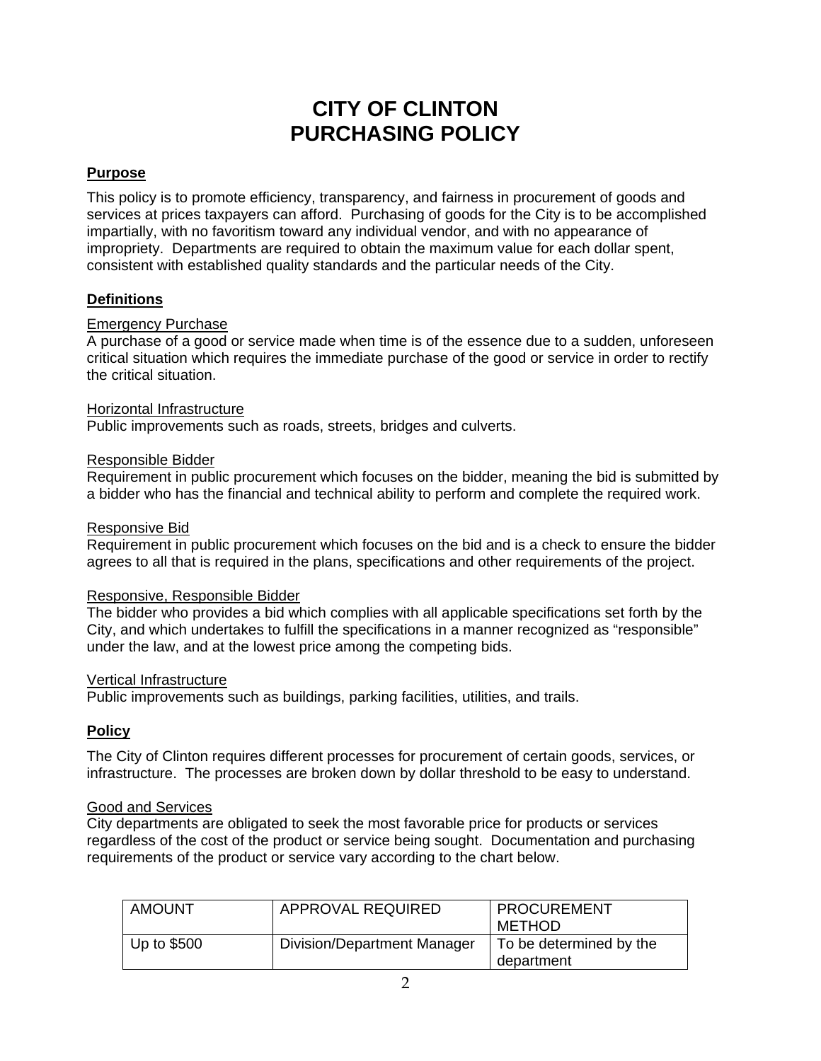# CITY OF CLINTON
# PURCHASING POLICY

## Purpose

This policy is to promote efficiency, transparency, and fairness in procurement of goods and services at prices taxpayers can afford. Purchasing of goods for the City is to be accomplished impartially, with no favoritism toward any individual vendor, and with no appearance of impropriety. Departments are required to obtain the maximum value for each dollar spent, consistent with established quality standards and the particular needs of the City.

## Definitions

### Emergency Purchase

A purchase of a good or service made when time is of the essence due to a sudden, unforeseen critical situation which requires the immediate purchase of the good or service in order to rectify the critical situation.

### Horizontal Infrastructure

Public improvements such as roads, streets, bridges and culverts.

### Responsible Bidder

Requirement in public procurement which focuses on the bidder, meaning the bid is submitted by a bidder who has the financial and technical ability to perform and complete the required work.

### Responsive Bid

Requirement in public procurement which focuses on the bid and is a check to ensure the bidder agrees to all that is required in the plans, specifications and other requirements of the project.

### Responsive, Responsible Bidder

The bidder who provides a bid which complies with all applicable specifications set forth by the City, and which undertakes to fulfill the specifications in a manner recognized as "responsible" under the law, and at the lowest price among the competing bids.

### Vertical Infrastructure

Public improvements such as buildings, parking facilities, utilities, and trails.

## Policy

The City of Clinton requires different processes for procurement of certain goods, services, or infrastructure. The processes are broken down by dollar threshold to be easy to understand.

### Good and Services

City departments are obligated to seek the most favorable price for products or services regardless of the cost of the product or service being sought. Documentation and purchasing requirements of the product or service vary according to the chart below.

| AMOUNT | APPROVAL REQUIRED | PROCUREMENT METHOD |
|---|---|---|
| Up to $500 | Division/Department Manager | To be determined by the department |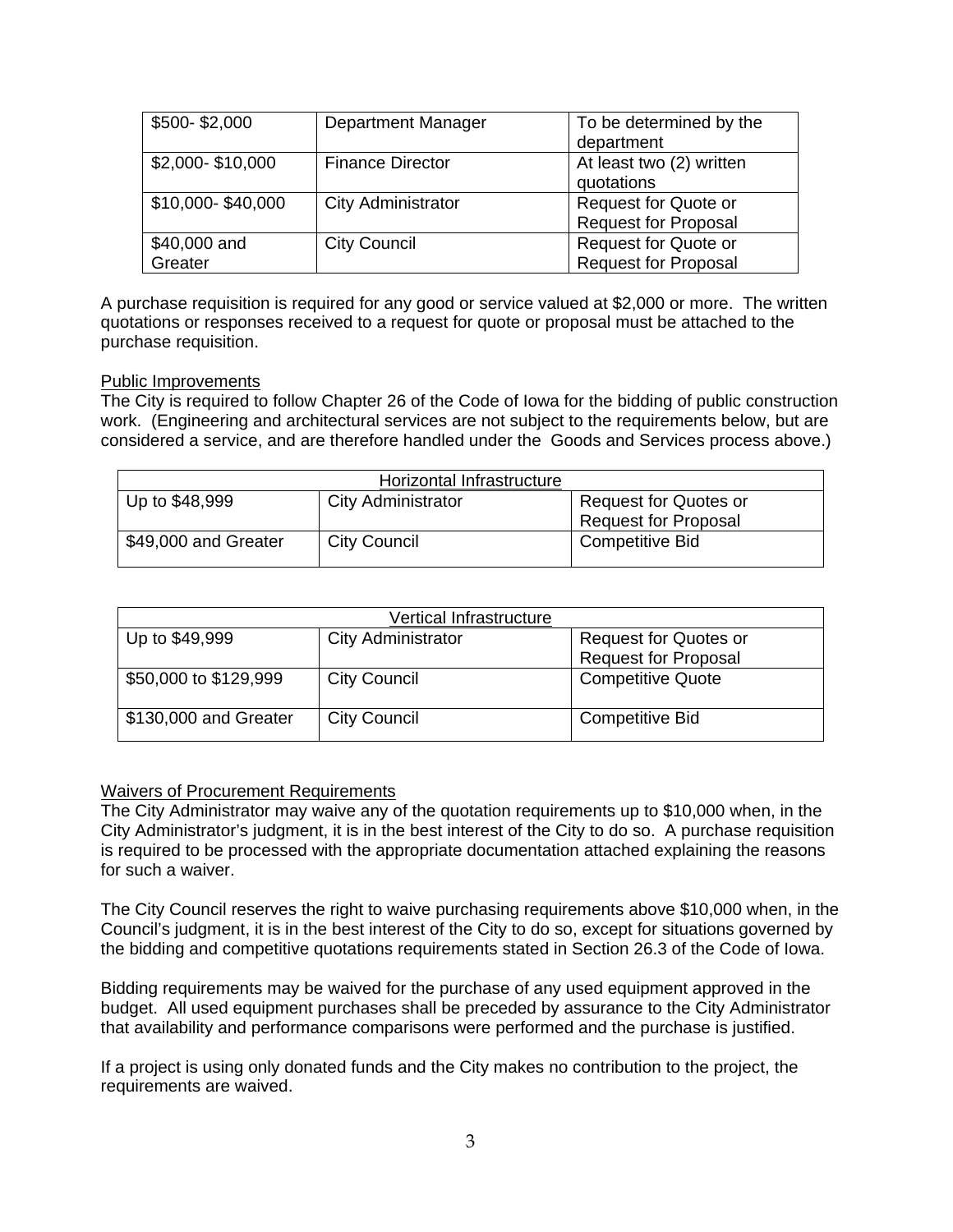| $500- $2,000 | Department Manager | To be determined by the department |
|---|---|---|
| $2,000- $10,000 | Finance Director | At least two (2) written quotations |
| $10,000- $40,000 | City Administrator | Request for Quote or Request for Proposal |
| $40,000 and Greater | City Council | Request for Quote or Request for Proposal |

A purchase requisition is required for any good or service valued at $2,000 or more. The written quotations or responses received to a request for quote or proposal must be attached to the purchase requisition.

Public Improvements

The City is required to follow Chapter 26 of the Code of Iowa for the bidding of public construction work. (Engineering and architectural services are not subject to the requirements below, but are considered a service, and are therefore handled under the Goods and Services process above.)

| Horizontal Infrastructure | | |
|---|---|---|
| Up to $48,999 | City Administrator | Request for Quotes or Request for Proposal |
| $49,000 and Greater | City Council | Competitive Bid |

| Vertical Infrastructure | | |
|---|---|---|
| Up to $49,999 | City Administrator | Request for Quotes or Request for Proposal |
| $50,000 to $129,999 | City Council | Competitive Quote |
| $130,000 and Greater | City Council | Competitive Bid |

Waivers of Procurement Requirements

The City Administrator may waive any of the quotation requirements up to $10,000 when, in the City Administrator's judgment, it is in the best interest of the City to do so. A purchase requisition is required to be processed with the appropriate documentation attached explaining the reasons for such a waiver.

The City Council reserves the right to waive purchasing requirements above $10,000 when, in the Council's judgment, it is in the best interest of the City to do so, except for situations governed by the bidding and competitive quotations requirements stated in Section 26.3 of the Code of Iowa.

Bidding requirements may be waived for the purchase of any used equipment approved in the budget. All used equipment purchases shall be preceded by assurance to the City Administrator that availability and performance comparisons were performed and the purchase is justified.

If a project is using only donated funds and the City makes no contribution to the project, the requirements are waived.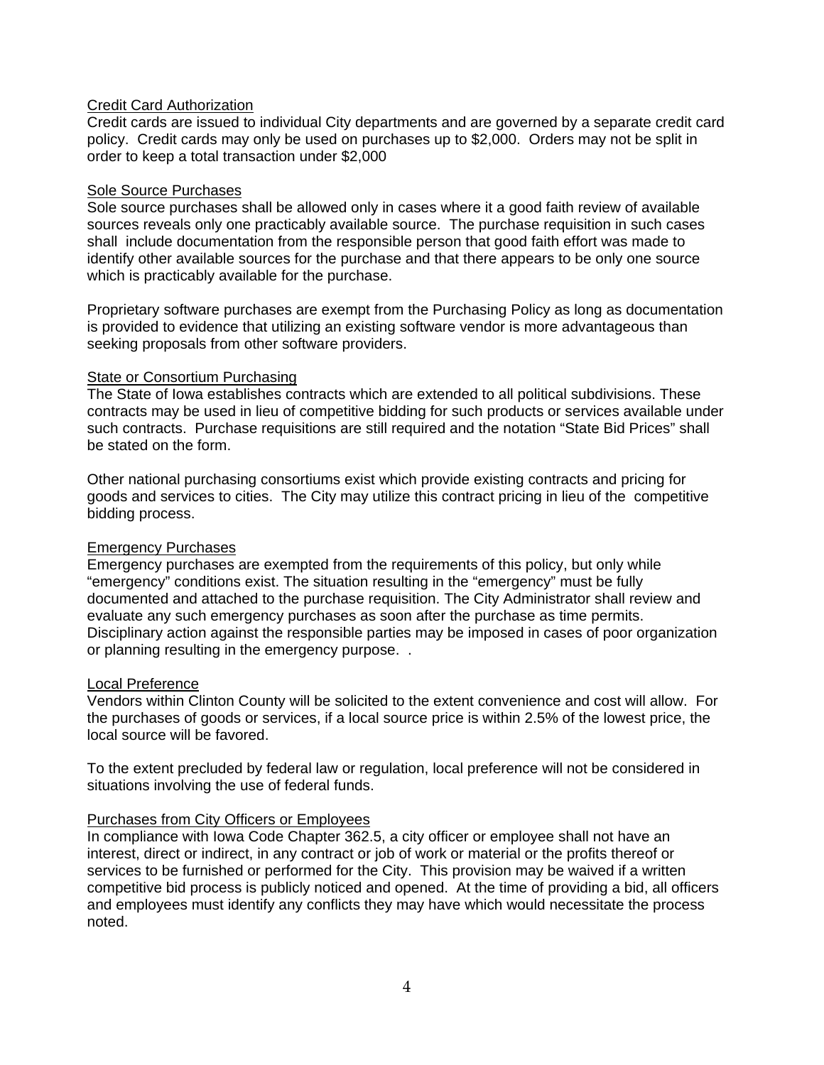Credit Card Authorization

Credit cards are issued to individual City departments and are governed by a separate credit card policy. Credit cards may only be used on purchases up to $2,000. Orders may not be split in order to keep a total transaction under $2,000

Sole Source Purchases

Sole source purchases shall be allowed only in cases where it a good faith review of available sources reveals only one practicably available source. The purchase requisition in such cases shall include documentation from the responsible person that good faith effort was made to identify other available sources for the purchase and that there appears to be only one source which is practicably available for the purchase.

Proprietary software purchases are exempt from the Purchasing Policy as long as documentation is provided to evidence that utilizing an existing software vendor is more advantageous than seeking proposals from other software providers.

State or Consortium Purchasing

The State of Iowa establishes contracts which are extended to all political subdivisions. These contracts may be used in lieu of competitive bidding for such products or services available under such contracts. Purchase requisitions are still required and the notation "State Bid Prices" shall be stated on the form.

Other national purchasing consortiums exist which provide existing contracts and pricing for goods and services to cities. The City may utilize this contract pricing in lieu of the competitive bidding process.

Emergency Purchases

Emergency purchases are exempted from the requirements of this policy, but only while "emergency" conditions exist. The situation resulting in the "emergency" must be fully documented and attached to the purchase requisition. The City Administrator shall review and evaluate any such emergency purchases as soon after the purchase as time permits. Disciplinary action against the responsible parties may be imposed in cases of poor organization or planning resulting in the emergency purpose. .

Local Preference

Vendors within Clinton County will be solicited to the extent convenience and cost will allow. For the purchases of goods or services, if a local source price is within 2.5% of the lowest price, the local source will be favored.

To the extent precluded by federal law or regulation, local preference will not be considered in situations involving the use of federal funds.

Purchases from City Officers or Employees

In compliance with Iowa Code Chapter 362.5, a city officer or employee shall not have an interest, direct or indirect, in any contract or job of work or material or the profits thereof or services to be furnished or performed for the City. This provision may be waived if a written competitive bid process is publicly noticed and opened. At the time of providing a bid, all officers and employees must identify any conflicts they may have which would necessitate the process noted.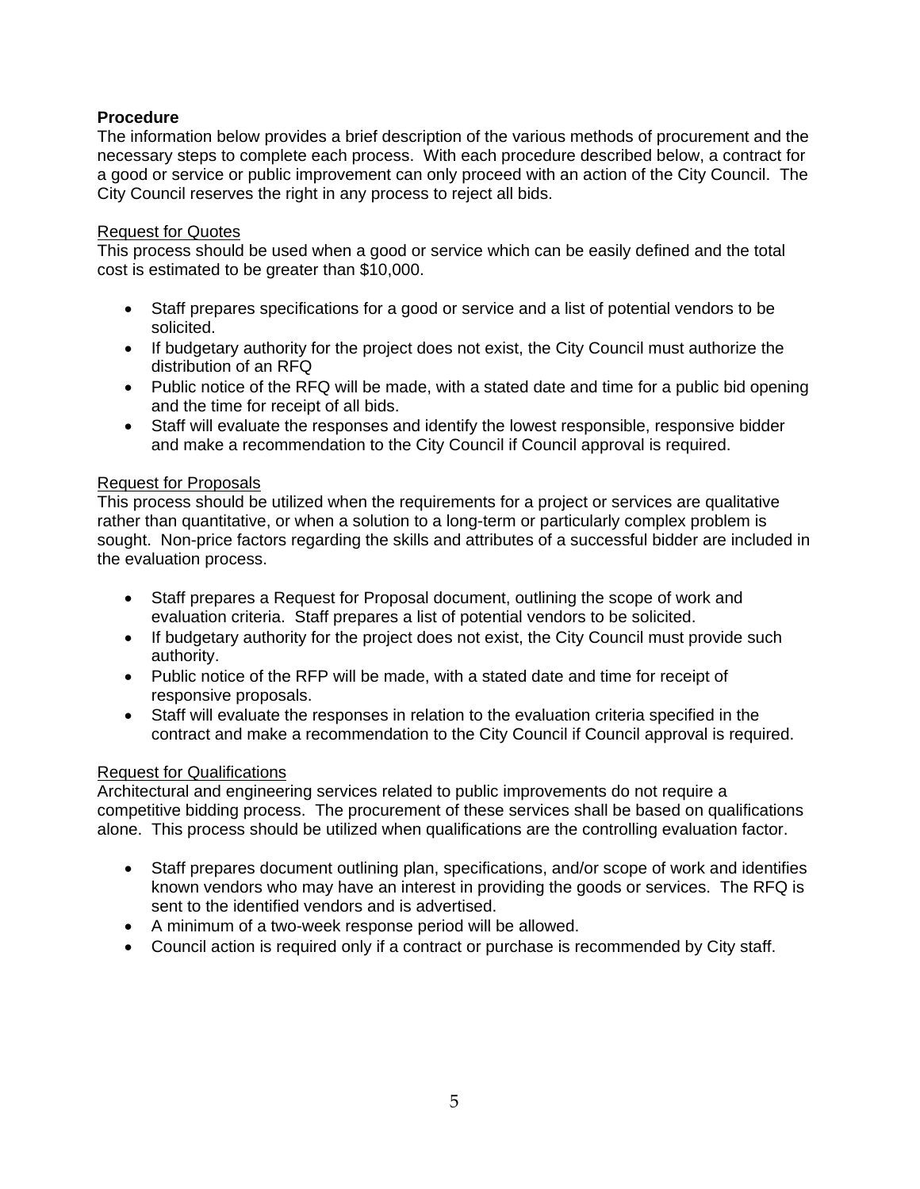**Procedure**

The information below provides a brief description of the various methods of procurement and the necessary steps to complete each process. With each procedure described below, a contract for a good or service or public improvement can only proceed with an action of the City Council. The City Council reserves the right in any process to reject all bids.

Request for Quotes

This process should be used when a good or service which can be easily defined and the total cost is estimated to be greater than $10,000.

- Staff prepares specifications for a good or service and a list of potential vendors to be solicited.
- If budgetary authority for the project does not exist, the City Council must authorize the distribution of an RFQ
- Public notice of the RFQ will be made, with a stated date and time for a public bid opening and the time for receipt of all bids.
- Staff will evaluate the responses and identify the lowest responsible, responsive bidder and make a recommendation to the City Council if Council approval is required.

Request for Proposals

This process should be utilized when the requirements for a project or services are qualitative rather than quantitative, or when a solution to a long-term or particularly complex problem is sought. Non-price factors regarding the skills and attributes of a successful bidder are included in the evaluation process.

- Staff prepares a Request for Proposal document, outlining the scope of work and evaluation criteria. Staff prepares a list of potential vendors to be solicited.
- If budgetary authority for the project does not exist, the City Council must provide such authority.
- Public notice of the RFP will be made, with a stated date and time for receipt of responsive proposals.
- Staff will evaluate the responses in relation to the evaluation criteria specified in the contract and make a recommendation to the City Council if Council approval is required.

Request for Qualifications

Architectural and engineering services related to public improvements do not require a competitive bidding process. The procurement of these services shall be based on qualifications alone. This process should be utilized when qualifications are the controlling evaluation factor.

- Staff prepares document outlining plan, specifications, and/or scope of work and identifies known vendors who may have an interest in providing the goods or services. The RFQ is sent to the identified vendors and is advertised.
- A minimum of a two-week response period will be allowed.
- Council action is required only if a contract or purchase is recommended by City staff.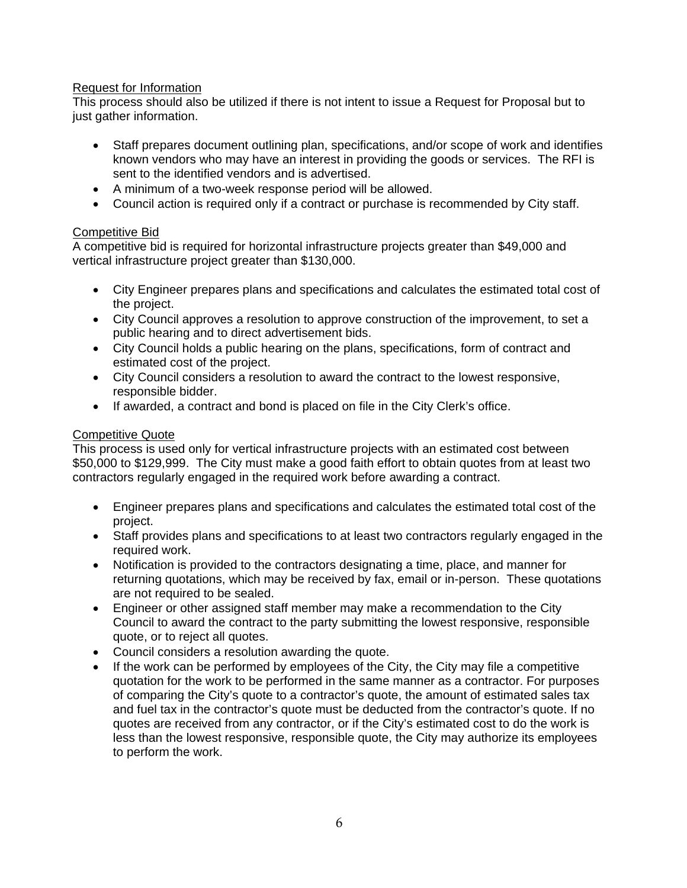<u>Request for Information</u>

This process should also be utilized if there is not intent to issue a Request for Proposal but to just gather information.

- Staff prepares document outlining plan, specifications, and/or scope of work and identifies known vendors who may have an interest in providing the goods or services. The RFI is sent to the identified vendors and is advertised.
- A minimum of a two-week response period will be allowed.
- Council action is required only if a contract or purchase is recommended by City staff.

<u>Competitive Bid</u>

A competitive bid is required for horizontal infrastructure projects greater than $49,000 and vertical infrastructure project greater than $130,000.

- City Engineer prepares plans and specifications and calculates the estimated total cost of the project.
- City Council approves a resolution to approve construction of the improvement, to set a public hearing and to direct advertisement bids.
- City Council holds a public hearing on the plans, specifications, form of contract and estimated cost of the project.
- City Council considers a resolution to award the contract to the lowest responsive, responsible bidder.
- If awarded, a contract and bond is placed on file in the City Clerk's office.

<u>Competitive Quote</u>

This process is used only for vertical infrastructure projects with an estimated cost between $50,000 to $129,999. The City must make a good faith effort to obtain quotes from at least two contractors regularly engaged in the required work before awarding a contract.

- Engineer prepares plans and specifications and calculates the estimated total cost of the project.
- Staff provides plans and specifications to at least two contractors regularly engaged in the required work.
- Notification is provided to the contractors designating a time, place, and manner for returning quotations, which may be received by fax, email or in-person. These quotations are not required to be sealed.
- Engineer or other assigned staff member may make a recommendation to the City Council to award the contract to the party submitting the lowest responsive, responsible quote, or to reject all quotes.
- Council considers a resolution awarding the quote.
- If the work can be performed by employees of the City, the City may file a competitive quotation for the work to be performed in the same manner as a contractor. For purposes of comparing the City's quote to a contractor's quote, the amount of estimated sales tax and fuel tax in the contractor's quote must be deducted from the contractor's quote. If no quotes are received from any contractor, or if the City's estimated cost to do the work is less than the lowest responsive, responsible quote, the City may authorize its employees to perform the work.